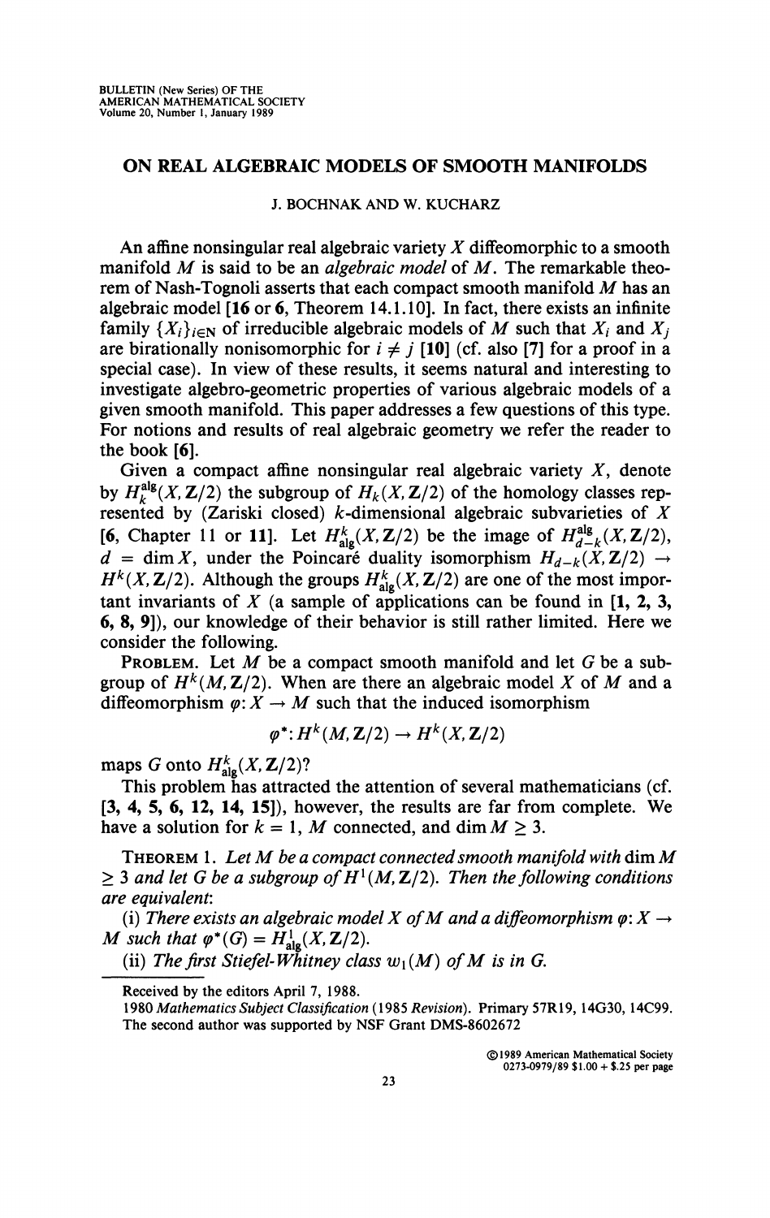# ON REAL ALGEBRAIC MODELS OF SMOOTH MANIFOLDS

J. BOCHNAK AND W. KUCHARZ

An affine nonsingular real algebraic variety $X$ diffeomorphic to a smooth manifold $M$ is said to be an *algebraic model* of $M$. The remarkable theorem of Nash-Tognoli asserts that each compact smooth manifold $M$ has an algebraic model [**16** or **6**, Theorem 14.1.10]. In fact, there exists an infinite family $\{X_i\}_{i \in \mathbf{N}}$ of irreducible algebraic models of $M$ such that $X_i$ and $X_j$ are birationally nonisomorphic for $i \neq j$ [**10**] (cf. also [**7**] for a proof in a special case). In view of these results, it seems natural and interesting to investigate algebro-geometric properties of various algebraic models of a given smooth manifold. This paper addresses a few questions of this type. For notions and results of real algebraic geometry we refer the reader to the book [**6**].

Given a compact affine nonsingular real algebraic variety $X$, denote by $H_k^{\mathrm{alg}}(X, \mathbf{Z}/2)$ the subgroup of $H_k(X, \mathbf{Z}/2)$ of the homology classes represented by (Zariski closed) $k$-dimensional algebraic subvarieties of $X$ [**6**, Chapter 11 or **11**]. Let $H^k_{\mathrm{alg}}(X, \mathbf{Z}/2)$ be the image of $H^{\mathrm{alg}}_{d-k}(X, \mathbf{Z}/2)$, $d = \dim X$, under the Poincaré duality isomorphism $H_{d-k}(X, \mathbf{Z}/2) \to H^k(X, \mathbf{Z}/2)$. Although the groups $H^k_{\mathrm{alg}}(X, \mathbf{Z}/2)$ are one of the most important invariants of $X$ (a sample of applications can be found in [**1, 2, 3, 6, 8, 9**]), our knowledge of their behavior is still rather limited. Here we consider the following.

PROBLEM. Let $M$ be a compact smooth manifold and let $G$ be a subgroup of $H^k(M, \mathbf{Z}/2)$. When are there an algebraic model $X$ of $M$ and a diffeomorphism $\varphi \colon X \to M$ such that the induced isomorphism

$$\varphi^* \colon H^k(M, \mathbf{Z}/2) \to H^k(X, \mathbf{Z}/2)$$

maps $G$ onto $H^k_{\mathrm{alg}}(X, \mathbf{Z}/2)$?

This problem has attracted the attention of several mathematicians (cf. [**3, 4, 5, 6, 12, 14, 15**]), however, the results are far from complete. We have a solution for $k = 1$, $M$ connected, and $\dim M \geq 3$.

THEOREM 1. *Let $M$ be a compact connected smooth manifold with $\dim M \geq 3$ and let $G$ be a subgroup of $H^1(M, \mathbf{Z}/2)$. Then the following conditions are equivalent:*

(i) *There exists an algebraic model $X$ of $M$ and a diffeomorphism $\varphi \colon X \to M$ such that $\varphi^*(G) = H^1_{\mathrm{alg}}(X, \mathbf{Z}/2)$.*

(ii) *The first Stiefel-Whitney class $w_1(M)$ of $M$ is in $G$.*

---

Received by the editors April 7, 1988.

1980 *Mathematics Subject Classification* (1985 *Revision*). Primary 57R19, 14G30, 14C99.

The second author was supported by NSF Grant DMS-8602672

©1989 American Mathematical Society
0273-0979/89 $1.00 + $.25 per page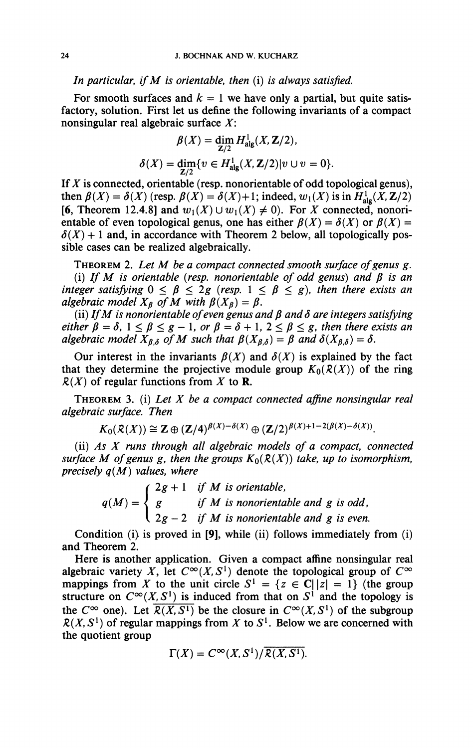*In particular, if $M$ is orientable, then* (i) *is always satisfied.*

For smooth surfaces and $k = 1$ we have only a partial, but quite satisfactory, solution. First let us define the following invariants of a compact nonsingular real algebraic surface $X$:

$$\beta(X) = \dim_{\mathbf{Z}/2} H^1_{\text{alg}}(X, \mathbf{Z}/2),$$

$$\delta(X) = \dim_{\mathbf{Z}/2} \{v \in H^1_{\text{alg}}(X, \mathbf{Z}/2) | v \cup v = 0\}.$$

If $X$ is connected, orientable (resp. nonorientable of odd topological genus), then $\beta(X) = \delta(X)$ (resp. $\beta(X) = \delta(X)+1$; indeed, $w_1(X)$ is in $H^1_{\text{alg}}(X, \mathbf{Z}/2)$ **[6**, Theorem 12.4.8] and $w_1(X) \cup w_1(X) \neq 0$). For $X$ connected, nonorientable of even topological genus, one has either $\beta(X) = \delta(X)$ or $\beta(X) = \delta(X) + 1$ and, in accordance with Theorem 2 below, all topologically possible cases can be realized algebraically.

THEOREM 2. *Let $M$ be a compact connected smooth surface of genus $g$.*

(i) *If $M$ is orientable (resp. nonorientable of odd genus) and $\beta$ is an integer satisfying $0 \leq \beta \leq 2g$ (resp. $1 \leq \beta \leq g$), then there exists an algebraic model $X_\beta$ of $M$ with $\beta(X_\beta) = \beta$.*

(ii) *If $M$ is nonorientable of even genus and $\beta$ and $\delta$ are integers satisfying either $\beta = \delta$, $1 \leq \beta \leq g - 1$, or $\beta = \delta + 1$, $2 \leq \beta \leq g$, then there exists an algebraic model $X_{\beta,\delta}$ of $M$ such that $\beta(X_{\beta,\delta}) = \beta$ and $\delta(X_{\beta,\delta}) = \delta$.*

Our interest in the invariants $\beta(X)$ and $\delta(X)$ is explained by the fact that they determine the projective module group $K_0(\mathcal{R}(X))$ of the ring $\mathcal{R}(X)$ of regular functions from $X$ to $\mathbf{R}$.

THEOREM 3. (i) *Let $X$ be a compact connected affine nonsingular real algebraic surface. Then*

$$K_0(\mathcal{R}(X)) \cong \mathbf{Z} \oplus (\mathbf{Z}/4)^{\beta(X)-\delta(X)} \oplus (\mathbf{Z}/2)^{\beta(X)+1-2(\beta(X)-\delta(X))}.$$

(ii) *As $X$ runs through all algebraic models of a compact, connected surface $M$ of genus $g$, then the groups $K_0(\mathcal{R}(X))$ take, up to isomorphism, precisely $q(M)$ values, where*

$$q(M) = \begin{cases} 2g+1 & \text{if } M \text{ is orientable,} \\ g & \text{if } M \text{ is nonorientable and } g \text{ is odd,} \\ 2g-2 & \text{if } M \text{ is nonorientable and } g \text{ is even.} \end{cases}$$

Condition (i) is proved in **[9]**, while (ii) follows immediately from (i) and Theorem 2.

Here is another application. Given a compact affine nonsingular real algebraic variety $X$, let $C^\infty(X, S^1)$ denote the topological group of $C^\infty$ mappings from $X$ to the unit circle $S^1 = \{z \in \mathbf{C} | |z| = 1\}$ (the group structure on $C^\infty(X, S^1)$ is induced from that on $S^1$ and the topology is the $C^\infty$ one). Let $\overline{\mathcal{R}(X, S^1)}$ be the closure in $C^\infty(X, S^1)$ of the subgroup $\mathcal{R}(X, S^1)$ of regular mappings from $X$ to $S^1$. Below we are concerned with the quotient group

$$\Gamma(X) = C^\infty(X, S^1)/\overline{\mathcal{R}(X, S^1)}.$$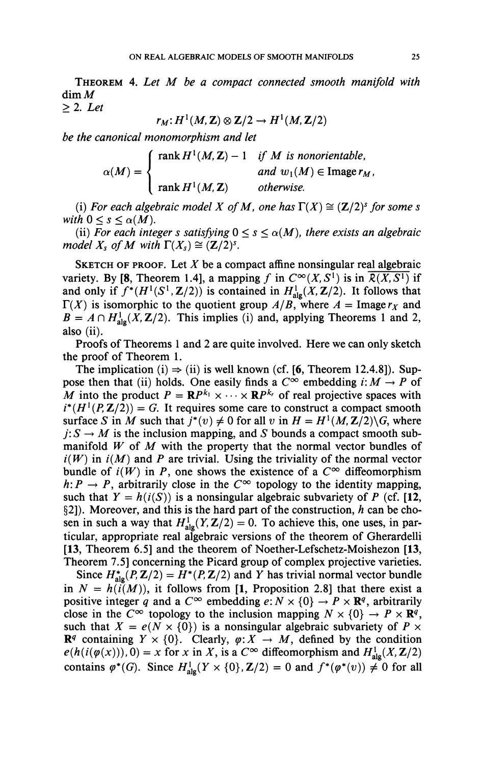**Theorem 4.** *Let $M$ be a compact connected smooth manifold with $\dim M \geq 2$. Let*

$$r_M : H^1(M, \mathbf{Z}) \otimes \mathbf{Z}/2 \to H^1(M, \mathbf{Z}/2)$$

*be the canonical monomorphism and let*

$$\alpha(M) = \begin{cases} \operatorname{rank} H^1(M, \mathbf{Z}) - 1 & \text{if } M \text{ is nonorientable,} \\ & \text{and } w_1(M) \in \operatorname{Image} r_M, \\ \operatorname{rank} H^1(M, \mathbf{Z}) & \text{otherwise.} \end{cases}$$

(i) *For each algebraic model $X$ of $M$, one has $\Gamma(X) \cong (\mathbf{Z}/2)^s$ for some $s$ with $0 \leq s \leq \alpha(M)$.*

(ii) *For each integer $s$ satisfying $0 \leq s \leq \alpha(M)$, there exists an algebraic model $X_s$ of $M$ with $\Gamma(X_s) \cong (\mathbf{Z}/2)^s$.*

Sketch of proof. Let $X$ be a compact affine nonsingular real algebraic variety. By [8, Theorem 1.4], a mapping $f$ in $C^\infty(X, S^1)$ is in $\overline{\mathcal{R}(X, S^1)}$ if and only if $f^*(H^1(S^1, \mathbf{Z}/2))$ is contained in $H^1_{\text{alg}}(X, \mathbf{Z}/2)$. It follows that $\Gamma(X)$ is isomorphic to the quotient group $A/B$, where $A = \operatorname{Image} r_X$ and $B = A \cap H^1_{\text{alg}}(X, \mathbf{Z}/2)$. This implies (i) and, applying Theorems 1 and 2, also (ii).

Proofs of Theorems 1 and 2 are quite involved. Here we can only sketch the proof of Theorem 1.

The implication (i) $\Rightarrow$ (ii) is well known (cf. [6, Theorem 12.4.8]). Suppose then that (ii) holds. One easily finds a $C^\infty$ embedding $i: M \to P$ of $M$ into the product $P = \mathbf{R}P^{k_1} \times \cdots \times \mathbf{R}P^{k_r}$ of real projective spaces with $i^*(H^1(P, \mathbf{Z}/2)) = G$. It requires some care to construct a compact smooth surface $S$ in $M$ such that $j^*(v) \neq 0$ for all $v$ in $H = H^1(M, \mathbf{Z}/2) \backslash G$, where $j: S \to M$ is the inclusion mapping, and $S$ bounds a compact smooth submanifold $W$ of $M$ with the property that the normal vector bundles of $i(W)$ in $i(M)$ and $P$ are trivial. Using the triviality of the normal vector bundle of $i(W)$ in $P$, one shows the existence of a $C^\infty$ diffeomorphism $h: P \to P$, arbitrarily close in the $C^\infty$ topology to the identity mapping, such that $Y = h(i(S))$ is a nonsingular algebraic subvariety of $P$ (cf. [12, §2]). Moreover, and this is the hard part of the construction, $h$ can be chosen in such a way that $H^1_{\text{alg}}(Y, \mathbf{Z}/2) = 0$. To achieve this, one uses, in particular, appropriate real algebraic versions of the theorem of Gherardelli [13, Theorem 6.5] and the theorem of Noether-Lefschetz-Moishezon [13, Theorem 7.5] concerning the Picard group of complex projective varieties.

Since $H^*_{\text{alg}}(P, \mathbf{Z}/2) = H^*(P, \mathbf{Z}/2)$ and $Y$ has trivial normal vector bundle in $N = h(i(M))$, it follows from [1, Proposition 2.8] that there exist a positive integer $q$ and a $C^\infty$ embedding $e: N \times \{0\} \to P \times \mathbf{R}^q$, arbitrarily close in the $C^\infty$ topology to the inclusion mapping $N \times \{0\} \to P \times \mathbf{R}^q$, such that $X = e(N \times \{0\})$ is a nonsingular algebraic subvariety of $P \times \mathbf{R}^q$ containing $Y \times \{0\}$. Clearly, $\varphi: X \to M$, defined by the condition $e(h(i(\varphi(x))), 0) = x$ for $x$ in $X$, is a $C^\infty$ diffeomorphism and $H^1_{\text{alg}}(X, \mathbf{Z}/2)$ contains $\varphi^*(G)$. Since $H^1_{\text{alg}}(Y \times \{0\}, \mathbf{Z}/2) = 0$ and $f^*(\varphi^*(v)) \neq 0$ for all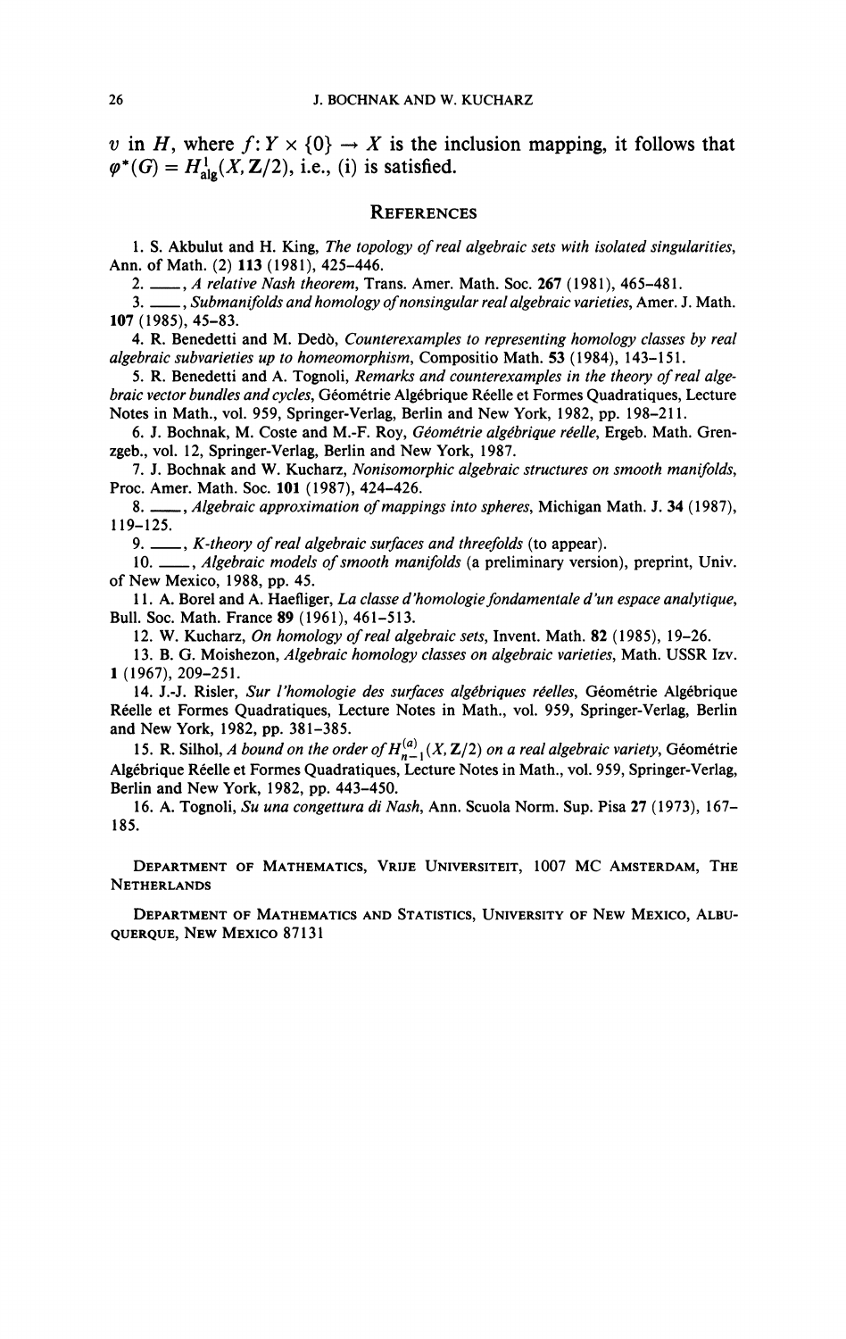$v$ in $H$, where $f: Y \times \{0\} \to X$ is the inclusion mapping, it follows that $\varphi^*(G) = H^1_{\text{alg}}(X, \mathbf{Z}/2)$, i.e., (i) is satisfied.

## References

1. S. Akbulut and H. King, *The topology of real algebraic sets with isolated singularities*, Ann. of Math. (2) **113** (1981), 425–446.

2. ——, *A relative Nash theorem*, Trans. Amer. Math. Soc. **267** (1981), 465–481.

3. ——, *Submanifolds and homology of nonsingular real algebraic varieties*, Amer. J. Math. **107** (1985), 45–83.

4. R. Benedetti and M. Dedò, *Counterexamples to representing homology classes by real algebraic subvarieties up to homeomorphism*, Compositio Math. **53** (1984), 143–151.

5. R. Benedetti and A. Tognoli, *Remarks and counterexamples in the theory of real algebraic vector bundles and cycles*, Géométrie Algébrique Réelle et Formes Quadratiques, Lecture Notes in Math., vol. 959, Springer-Verlag, Berlin and New York, 1982, pp. 198–211.

6. J. Bochnak, M. Coste and M.-F. Roy, *Géométrie algébrique réelle*, Ergeb. Math. Grenzgeb., vol. 12, Springer-Verlag, Berlin and New York, 1987.

7. J. Bochnak and W. Kucharz, *Nonisomorphic algebraic structures on smooth manifolds*, Proc. Amer. Math. Soc. **101** (1987), 424–426.

8. ——, *Algebraic approximation of mappings into spheres*, Michigan Math. J. **34** (1987), 119–125.

9. ——, *K-theory of real algebraic surfaces and threefolds* (to appear).

10. ——, *Algebraic models of smooth manifolds* (a preliminary version), preprint, Univ. of New Mexico, 1988, pp. 45.

11. A. Borel and A. Haefliger, *La classe d'homologie fondamentale d'un espace analytique*, Bull. Soc. Math. France **89** (1961), 461–513.

12. W. Kucharz, *On homology of real algebraic sets*, Invent. Math. **82** (1985), 19–26.

13. B. G. Moishezon, *Algebraic homology classes on algebraic varieties*, Math. USSR Izv. **1** (1967), 209–251.

14. J.-J. Risler, *Sur l'homologie des surfaces algébriques réelles*, Géométrie Algébrique Réelle et Formes Quadratiques, Lecture Notes in Math., vol. 959, Springer-Verlag, Berlin and New York, 1982, pp. 381–385.

15. R. Silhol, *A bound on the order of $H^{(a)}_{n-1}(X, \mathbf{Z}/2)$ on a real algebraic variety*, Géométrie Algébrique Réelle et Formes Quadratiques, Lecture Notes in Math., vol. 959, Springer-Verlag, Berlin and New York, 1982, pp. 443–450.

16. A. Tognoli, *Su una congettura di Nash*, Ann. Scuola Norm. Sup. Pisa **27** (1973), 167–185.

Department of Mathematics, Vrije Universiteit, 1007 MC Amsterdam, The Netherlands

Department of Mathematics and Statistics, University of New Mexico, Albuquerque, New Mexico 87131